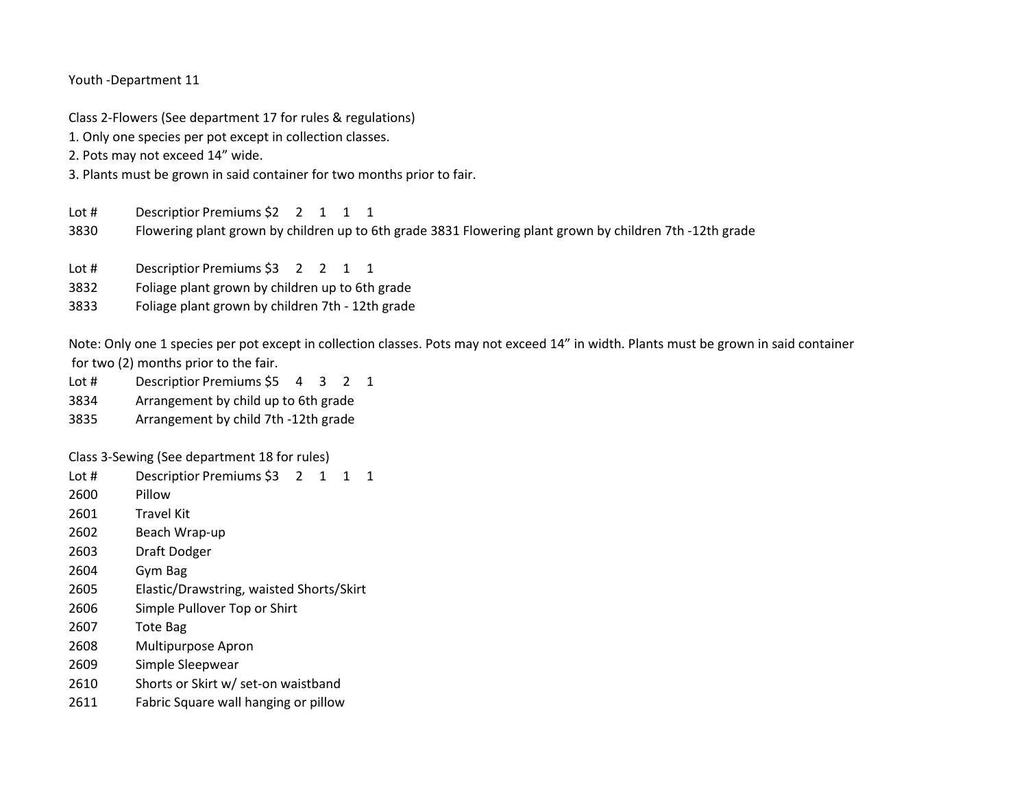Youth -Department 11

Class 2-Flowers (See department 17 for rules & regulations)

1. Only one species per pot except in collection classes.
2. Pots may not exceed 14" wide.
3. Plants must be grown in said container for two months prior to fair.

| Lot # | Descriptior Premiums $2 2 1 1 1 |
|---|---|
| 3830 | Flowering plant grown by children up to 6th grade 3831 Flowering plant grown by children 7th -12th grade |

| Lot # | Descriptior Premiums $3 2 2 1 1 |
|---|---|
| 3832 | Foliage plant grown by children up to 6th grade |
| 3833 | Foliage plant grown by children 7th - 12th grade |

Note: Only one 1 species per pot except in collection classes. Pots may not exceed 14" in width. Plants must be grown in said container for two (2) months prior to the fair.

| Lot # | Descriptior Premiums $5 4 3 2 1 |
|---|---|
| 3834 | Arrangement by child up to 6th grade |
| 3835 | Arrangement by child 7th -12th grade |

Class 3-Sewing (See department 18 for rules)

| Lot # | Descriptior Premiums $3 2 1 1 1 |
|---|---|
| 2600 | Pillow |
| 2601 | Travel Kit |
| 2602 | Beach Wrap-up |
| 2603 | Draft Dodger |
| 2604 | Gym Bag |
| 2605 | Elastic/Drawstring, waisted Shorts/Skirt |
| 2606 | Simple Pullover Top or Shirt |
| 2607 | Tote Bag |
| 2608 | Multipurpose Apron |
| 2609 | Simple Sleepwear |
| 2610 | Shorts or Skirt w/ set-on waistband |
| 2611 | Fabric Square wall hanging or pillow |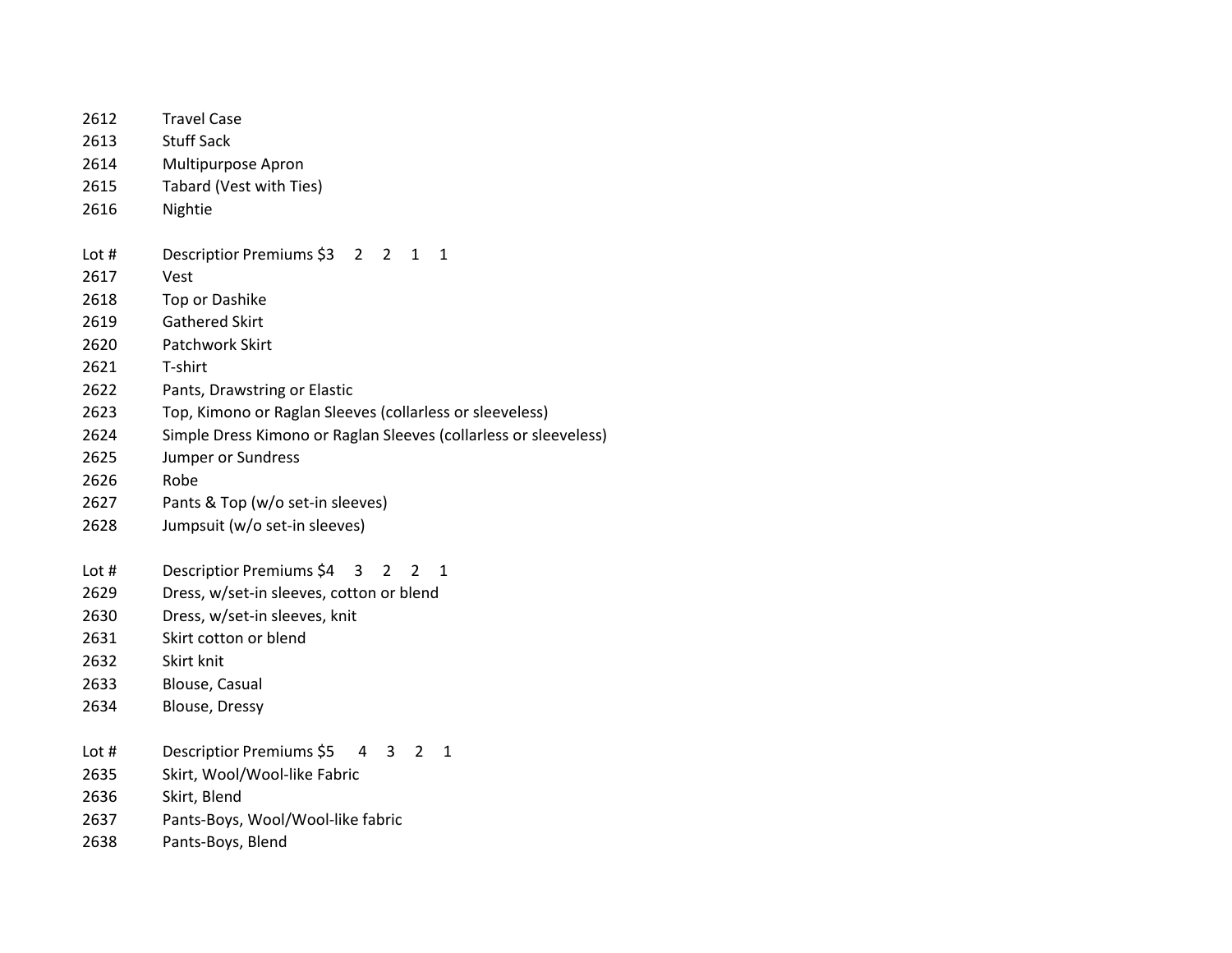| | |
|---|---|
| 2612 | Travel Case |
| 2613 | Stuff Sack |
| 2614 | Multipurpose Apron |
| 2615 | Tabard (Vest with Ties) |
| 2616 | Nightie |

| Lot # | Descriptior Premiums $3 2 2 1 1 |
|---|---|
| 2617 | Vest |
| 2618 | Top or Dashike |
| 2619 | Gathered Skirt |
| 2620 | Patchwork Skirt |
| 2621 | T-shirt |
| 2622 | Pants, Drawstring or Elastic |
| 2623 | Top, Kimono or Raglan Sleeves (collarless or sleeveless) |
| 2624 | Simple Dress Kimono or Raglan Sleeves (collarless or sleeveless) |
| 2625 | Jumper or Sundress |
| 2626 | Robe |
| 2627 | Pants & Top (w/o set-in sleeves) |
| 2628 | Jumpsuit (w/o set-in sleeves) |

| Lot # | Descriptior Premiums $4 3 2 2 1 |
|---|---|
| 2629 | Dress, w/set-in sleeves, cotton or blend |
| 2630 | Dress, w/set-in sleeves, knit |
| 2631 | Skirt cotton or blend |
| 2632 | Skirt knit |
| 2633 | Blouse, Casual |
| 2634 | Blouse, Dressy |

| Lot # | Descriptior Premiums $5 4 3 2 1 |
|---|---|
| 2635 | Skirt, Wool/Wool-like Fabric |
| 2636 | Skirt, Blend |
| 2637 | Pants-Boys, Wool/Wool-like fabric |
| 2638 | Pants-Boys, Blend |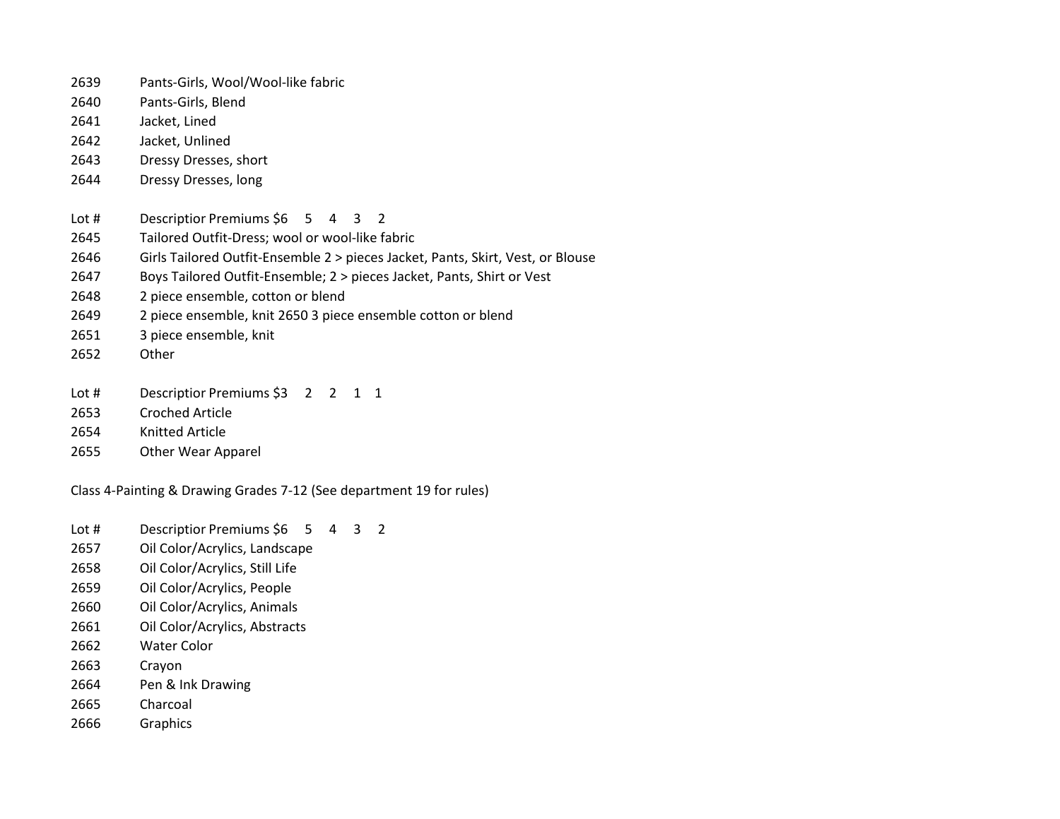| | |
|---|---|
| 2639 | Pants-Girls, Wool/Wool-like fabric |
| 2640 | Pants-Girls, Blend |
| 2641 | Jacket, Lined |
| 2642 | Jacket, Unlined |
| 2643 | Dressy Dresses, short |
| 2644 | Dressy Dresses, long |

| Lot # | Descriptior Premiums $6 5 4 3 2 |
|---|---|
| 2645 | Tailored Outfit-Dress; wool or wool-like fabric |
| 2646 | Girls Tailored Outfit-Ensemble 2 > pieces Jacket, Pants, Skirt, Vest, or Blouse |
| 2647 | Boys Tailored Outfit-Ensemble; 2 > pieces Jacket, Pants, Shirt or Vest |
| 2648 | 2 piece ensemble, cotton or blend |
| 2649 | 2 piece ensemble, knit 2650 3 piece ensemble cotton or blend |
| 2651 | 3 piece ensemble, knit |
| 2652 | Other |

| Lot # | Descriptior Premiums $3 2 2 1 1 |
|---|---|
| 2653 | Croched Article |
| 2654 | Knitted Article |
| 2655 | Other Wear Apparel |

Class 4-Painting & Drawing Grades 7-12 (See department 19 for rules)

| Lot # | Descriptior Premiums $6 5 4 3 2 |
|---|---|
| 2657 | Oil Color/Acrylics, Landscape |
| 2658 | Oil Color/Acrylics, Still Life |
| 2659 | Oil Color/Acrylics, People |
| 2660 | Oil Color/Acrylics, Animals |
| 2661 | Oil Color/Acrylics, Abstracts |
| 2662 | Water Color |
| 2663 | Crayon |
| 2664 | Pen & Ink Drawing |
| 2665 | Charcoal |
| 2666 | Graphics |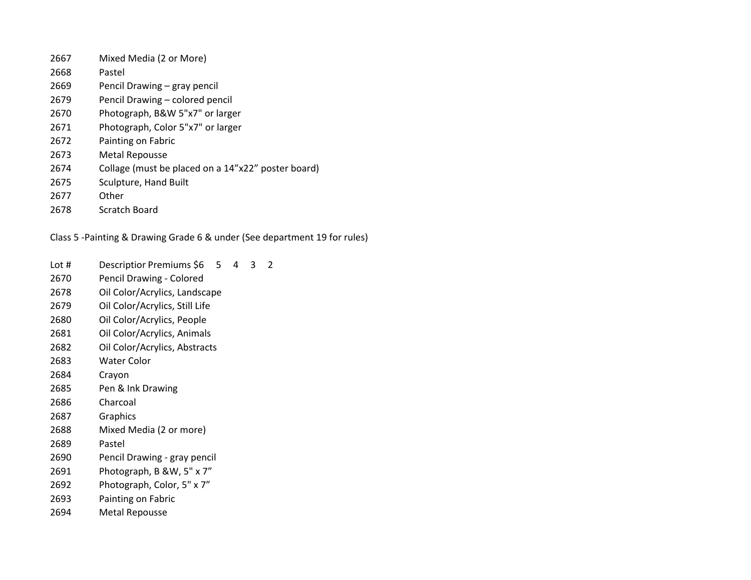| | |
|---|---|
| 2667 | Mixed Media (2 or More) |
| 2668 | Pastel |
| 2669 | Pencil Drawing – gray pencil |
| 2679 | Pencil Drawing – colored pencil |
| 2670 | Photograph, B&W 5"x7" or larger |
| 2671 | Photograph, Color 5"x7" or larger |
| 2672 | Painting on Fabric |
| 2673 | Metal Repousse |
| 2674 | Collage (must be placed on a 14"x22" poster board) |
| 2675 | Sculpture, Hand Built |
| 2677 | Other |
| 2678 | Scratch Board |

Class 5 -Painting & Drawing Grade 6 & under (See department 19 for rules)

| Lot # | Descriptior Premiums $6 5 4 3 2 |
|---|---|
| 2670 | Pencil Drawing - Colored |
| 2678 | Oil Color/Acrylics, Landscape |
| 2679 | Oil Color/Acrylics, Still Life |
| 2680 | Oil Color/Acrylics, People |
| 2681 | Oil Color/Acrylics, Animals |
| 2682 | Oil Color/Acrylics, Abstracts |
| 2683 | Water Color |
| 2684 | Crayon |
| 2685 | Pen & Ink Drawing |
| 2686 | Charcoal |
| 2687 | Graphics |
| 2688 | Mixed Media (2 or more) |
| 2689 | Pastel |
| 2690 | Pencil Drawing - gray pencil |
| 2691 | Photograph, B &W, 5" x 7" |
| 2692 | Photograph, Color, 5" x 7" |
| 2693 | Painting on Fabric |
| 2694 | Metal Repousse |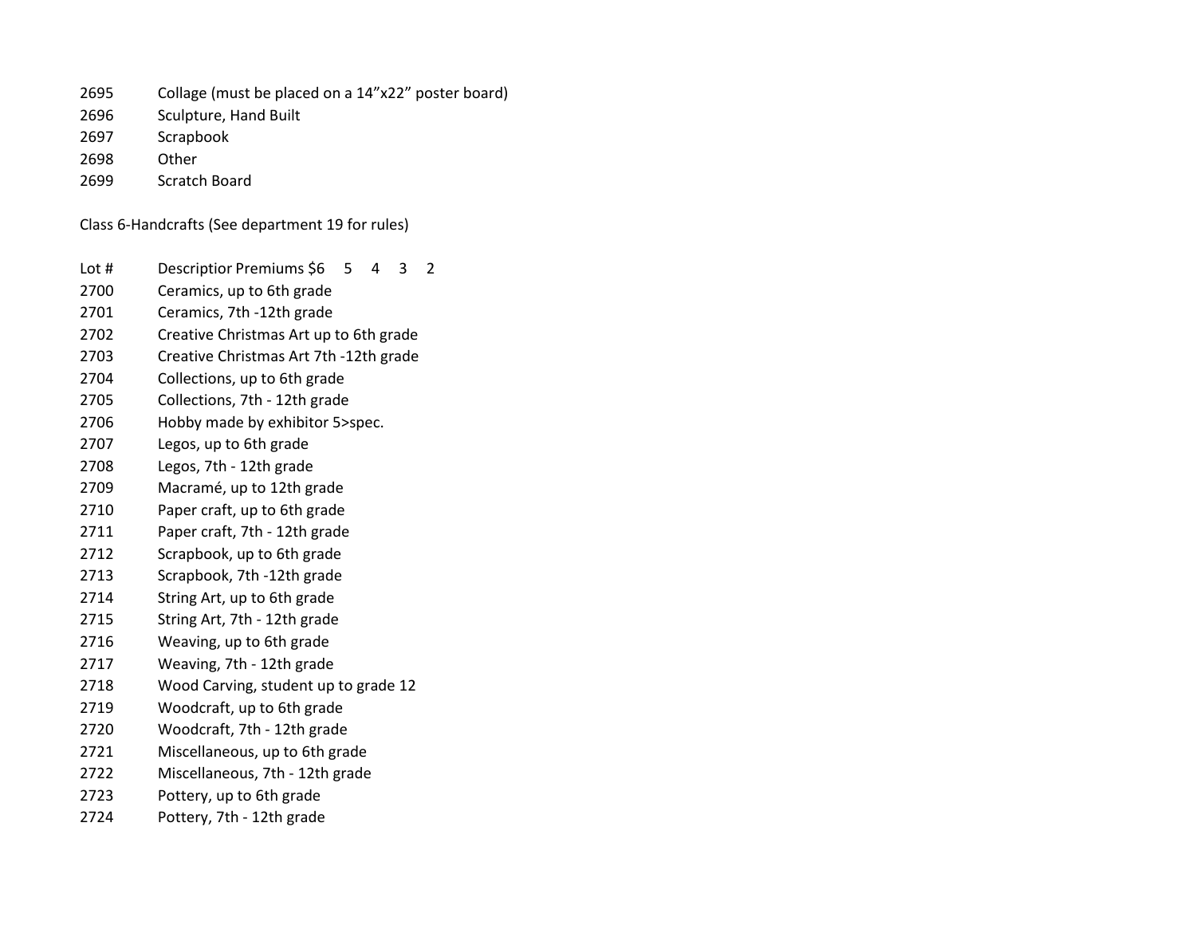| | |
|---|---|
| 2695 | Collage (must be placed on a 14”x22” poster board) |
| 2696 | Sculpture, Hand Built |
| 2697 | Scrapbook |
| 2698 | Other |
| 2699 | Scratch Board |

Class 6-Handcrafts (See department 19 for rules)

| Lot # | Descriptior Premiums $6 5 4 3 2 |
|---|---|
| 2700 | Ceramics, up to 6th grade |
| 2701 | Ceramics, 7th -12th grade |
| 2702 | Creative Christmas Art up to 6th grade |
| 2703 | Creative Christmas Art 7th -12th grade |
| 2704 | Collections, up to 6th grade |
| 2705 | Collections, 7th - 12th grade |
| 2706 | Hobby made by exhibitor 5>spec. |
| 2707 | Legos, up to 6th grade |
| 2708 | Legos, 7th - 12th grade |
| 2709 | Macramé, up to 12th grade |
| 2710 | Paper craft, up to 6th grade |
| 2711 | Paper craft, 7th - 12th grade |
| 2712 | Scrapbook, up to 6th grade |
| 2713 | Scrapbook, 7th -12th grade |
| 2714 | String Art, up to 6th grade |
| 2715 | String Art, 7th - 12th grade |
| 2716 | Weaving, up to 6th grade |
| 2717 | Weaving, 7th - 12th grade |
| 2718 | Wood Carving, student up to grade 12 |
| 2719 | Woodcraft, up to 6th grade |
| 2720 | Woodcraft, 7th - 12th grade |
| 2721 | Miscellaneous, up to 6th grade |
| 2722 | Miscellaneous, 7th - 12th grade |
| 2723 | Pottery, up to 6th grade |
| 2724 | Pottery, 7th - 12th grade |